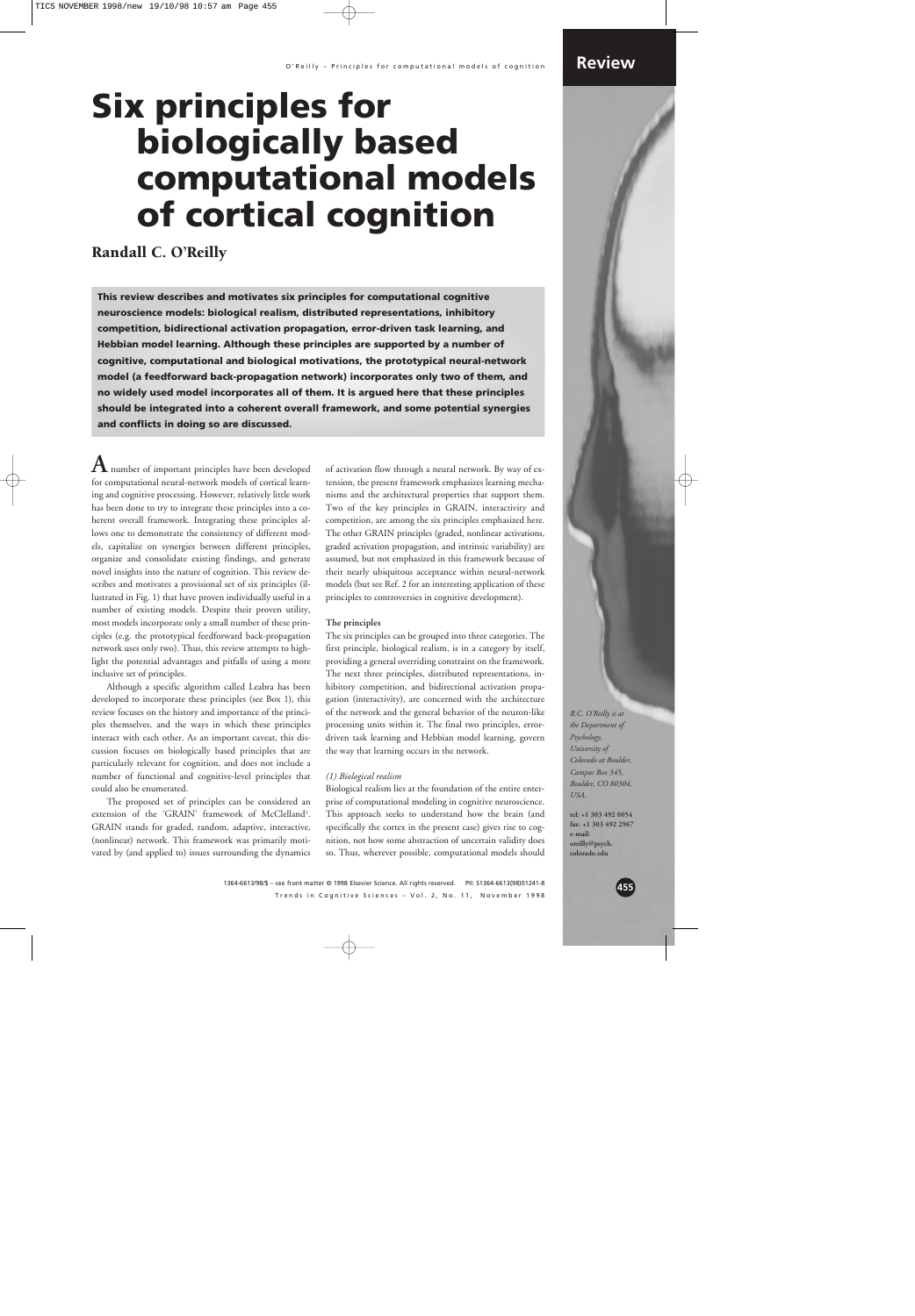# Six principles for biologically based computational models of cortical cognition

**Randall C. O'Reilly**

**This review describes and motivates six principles for computational cognitive neuroscience models: biological realism, distributed representations, inhibitory competition, bidirectional activation propagation, error-driven task learning, and Hebbian model learning. Although these principles are supported by a number of cognitive, computational and biological motivations, the prototypical neural-network model (a feedforward back-propagation network) incorporates only two of them, and no widely used model incorporates all of them. It is argued here that these principles should be integrated into a coherent overall framework, and some potential synergies and conflicts in doing so are discussed.**

A number of important principles have been developed for computational neural-network models of cortical learning and cognitive processing. However, relatively little work has been done to try to integrate these principles into a coherent overall framework. Integrating these principles allows one to demonstrate the consistency of different models, capitalize on synergies between different principles, organize and consolidate existing findings, and generate novel insights into the nature of cognition. This review describes and motivates a provisional set of six principles (illustrated in Fig. 1) that have proven individually useful in a number of existing models. Despite their proven utility, most models incorporate only a small number of these principles (e.g. the prototypical feedforward back-propagation network uses only two). Thus, this review attempts to highlight the potential advantages and pitfalls of using a more inclusive set of principles.

Although a specific algorithm called Leabra has been developed to incorporate these principles (see Box 1), this review focuses on the history and importance of the principles themselves, and the ways in which these principles interact with each other. As an important caveat, this discussion focuses on biologically based principles that are particularly relevant for cognition, and does not include a number of functional and cognitive-level principles that could also be enumerated.

The proposed set of principles can be considered an extension of the 'GRAIN' framework of McClelland[1]. GRAIN stands for graded, random, adaptive, interactive, (nonlinear) network. This framework was primarily motivated by (and applied to) issues surrounding the dynamics of activation flow through a neural network. By way of extension, the present framework emphasizes learning mechanisms and the architectural properties that support them. Two of the key principles in GRAIN, interactivity and competition, are among the six principles emphasized here. The other GRAIN principles (graded, nonlinear activations, graded activation propagation, and intrinsic variability) are assumed, but not emphasized in this framework because of their nearly ubiquitous acceptance within neural-network models (but see Ref. 2 for an interesting application of these principles to controversies in cognitive development).

### The principles

The six principles can be grouped into three categories. The first principle, biological realism, is in a category by itself, providing a general overriding constraint on the framework. The next three principles, distributed representations, inhibitory competition, and bidirectional activation propagation (interactivity), are concerned with the architecture of the network and the general behavior of the neuron-like processing units within it. The final two principles, error-driven task learning and Hebbian model learning, govern the way that learning occurs in the network.

#### *(1) Biological realism*

Biological realism lies at the foundation of the entire enterprise of computational modeling in cognitive neuroscience. This approach seeks to understand how the brain (and specifically the cortex in the present case) gives rise to cognition, not how some abstraction of uncertain validity does so. Thus, wherever possible, computational models should

*R.C. O'Reilly is at the Department of Psychology, University of Colorado at Boulder, Campus Box 345, Boulder, CO 80304, USA.*

**tel: +1 303 492 0054**
**fax: +1 303 492 2967**
**e-mail: oreilly@psych.colorado.edu**

1364-6613/98/$ – see front matter © 1998 Elsevier Science. All rights reserved. PII: S1364-6613(98)01241-8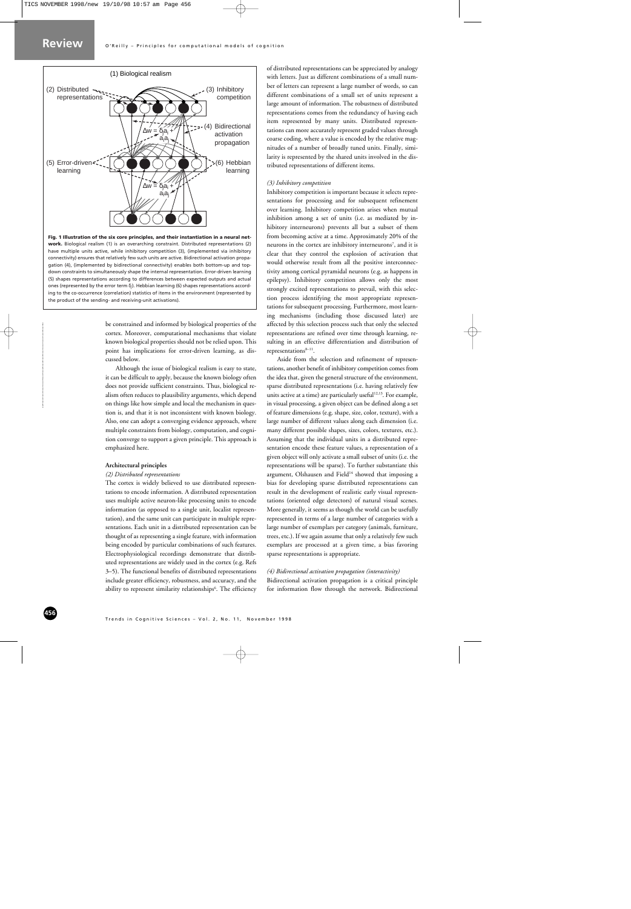**Fig. 1 Illustration of the six core principles, and their instantiation in a neural network.** Biological realism (1) is an overarching constraint. Distributed representations (2) have multiple units active, while inhibitory competition (3), (implemented via inhibitory connectivity) ensures that relatively few such units are active. Bidirectional activation propagation (4), (implemented by bidirectional connectivity) enables both bottom-up and top-down constraints to simultaneously shape the internal representation. Error-driven learning (5) shapes representations according to differences between expected outputs and actual ones (represented by the error term $\delta_j$). Hebbian learning (6) shapes representations according to the co-occurrence (correlation) statistics of items in the environment (represented by the product of the sending- and receiving-unit activations).

be constrained and informed by biological properties of the cortex. Moreover, computational mechanisms that violate known biological properties should not be relied upon. This point has implications for error-driven learning, as discussed below.

Although the issue of biological realism is easy to state, it can be difficult to apply, because the known biology often does not provide sufficient constraints. Thus, biological realism often reduces to plausibility arguments, which depend on things like how simple and local the mechanism in question is, and that it is not inconsistent with known biology. Also, one can adopt a converging evidence approach, where multiple constraints from biology, computation, and cognition converge to support a given principle. This approach is emphasized here.

## Architectural principles

### *(2) Distributed representations*

The cortex is widely believed to use distributed representations to encode information. A distributed representation uses multiple active neuron-like processing units to encode information (as opposed to a single unit, localist representation), and the same unit can participate in multiple representations. Each unit in a distributed representation can be thought of as representing a single feature, with information being encoded by particular combinations of such features. Electrophysiological recordings demonstrate that distributed representations are widely used in the cortex (e.g. Refs 3–5). The functional benefits of distributed representations include greater efficiency, robustness, and accuracy, and the ability to represent similarity relationships[6]. The efficiency of distributed representations can be appreciated by analogy with letters. Just as different combinations of a small number of letters can represent a large number of words, so can different combinations of a small set of units represent a large amount of information. The robustness of distributed representations comes from the redundancy of having each item represented by many units. Distributed representations can more accurately represent graded values through coarse coding, where a value is encoded by the relative magnitudes of a number of broadly tuned units. Finally, similarity is represented by the shared units involved in the distributed representations of different items.

### *(3) Inhibitory competition*

Inhibitory competition is important because it selects representations for processing and for subsequent refinement over learning. Inhibitory competition arises when mutual inhibition among a set of units (i.e. as mediated by inhibitory interneurons) prevents all but a subset of them from becoming active at a time. Approximately 20% of the neurons in the cortex are inhibitory interneurons[7], and it is clear that they control the explosion of activation that would otherwise result from all the positive interconnectivity among cortical pyramidal neurons (e.g. as happens in epilepsy). Inhibitory competition allows only the most strongly excited representations to prevail, with this selection process identifying the most appropriate representations for subsequent processing. Furthermore, most learning mechanisms (including those discussed later) are affected by this selection process such that only the selected representations are refined over time through learning, resulting in an effective differentiation and distribution of representations[8–11].

Aside from the selection and refinement of representations, another benefit of inhibitory competition comes from the idea that, given the general structure of the environment, sparse distributed representations (i.e. having relatively few units active at a time) are particularly useful[12,13]. For example, in visual processing, a given object can be defined along a set of feature dimensions (e.g. shape, size, color, texture), with a large number of different values along each dimension (i.e. many different possible shapes, sizes, colors, textures, etc.). Assuming that the individual units in a distributed representation encode these feature values, a representation of a given object will only activate a small subset of units (i.e. the representations will be sparse). To further substantiate this argument, Olshausen and Field[14] showed that imposing a bias for developing sparse distributed representations can result in the development of realistic early visual representations (oriented edge detectors) of natural visual scenes. More generally, it seems as though the world can be usefully represented in terms of a large number of categories with a large number of exemplars per category (animals, furniture, trees, etc.). If we again assume that only a relatively few such exemplars are processed at a given time, a bias favoring sparse representations is appropriate.

### *(4) Bidirectional activation propagation (interactivity)*

Bidirectional activation propagation is a critical principle for information flow through the network. Bidirectional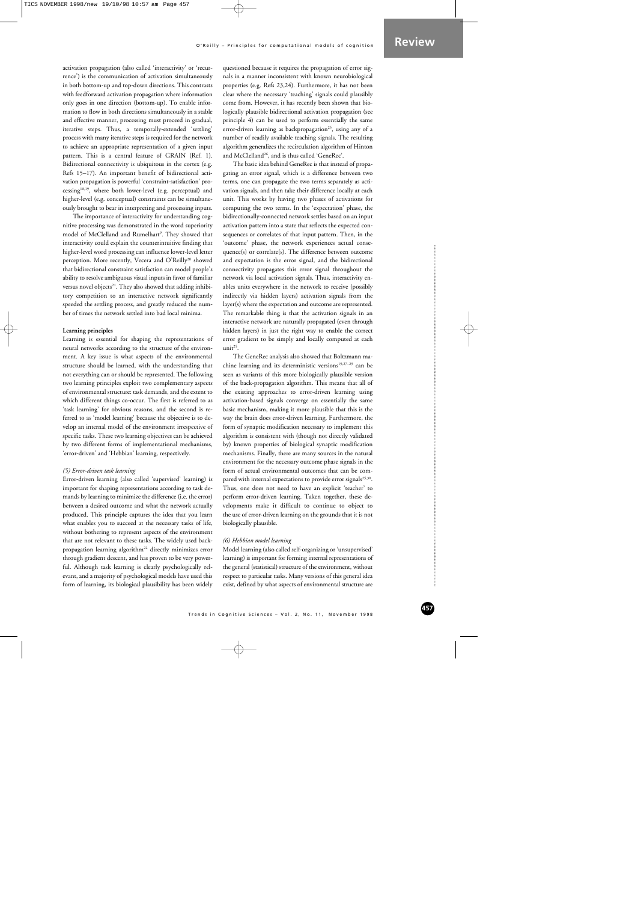activation propagation (also called 'interactivity' or 'recurrence') is the communication of activation simultaneously in both bottom-up and top-down directions. This contrasts with feedforward activation propagation where information only goes in one direction (bottom-up). To enable information to flow in both directions simultaneously in a stable and effective manner, processing must proceed in gradual, iterative steps. Thus, a temporally-extended 'settling' process with many iterative steps is required for the network to achieve an appropriate representation of a given input pattern. This is a central feature of GRAIN (Ref. 1). Bidirectional connectivity is ubiquitous in the cortex (e.g. Refs 15–17). An important benefit of bidirectional activation propagation is powerful 'constraint-satisfaction' processing[18,19], where both lower-level (e.g. perceptual) and higher-level (e.g. conceptual) constraints can be simultaneously brought to bear in interpreting and processing inputs.

The importance of interactivity for understanding cognitive processing was demonstrated in the word superiority model of McClelland and Rumelhart[9]. They showed that interactivity could explain the counterintuitive finding that higher-level word processing can influence lower-level letter perception. More recently, Vecera and O'Reilly[20] showed that bidirectional constraint satisfaction can model people's ability to resolve ambiguous visual inputs in favor of familiar versus novel objects[21]. They also showed that adding inhibitory competition to an interactive network significantly speeded the settling process, and greatly reduced the number of times the network settled into bad local minima.

**Learning principles**

Learning is essential for shaping the representations of neural networks according to the structure of the environment. A key issue is what aspects of the environmental structure should be learned, with the understanding that not everything can or should be represented. The following two learning principles exploit two complementary aspects of environmental structure: task demands, and the extent to which different things co-occur. The first is referred to as 'task learning' for obvious reasons, and the second is referred to as 'model learning' because the objective is to develop an internal model of the environment irrespective of specific tasks. These two learning objectives can be achieved by two different forms of implementational mechanisms, 'error-driven' and 'Hebbian' learning, respectively.

*(5) Error-driven task learning*

Error-driven learning (also called 'supervised' learning) is important for shaping representations according to task demands by learning to minimize the difference (i.e. the error) between a desired outcome and what the network actually produced. This principle captures the idea that you learn what enables you to succeed at the necessary tasks of life, without bothering to represent aspects of the environment that are not relevant to these tasks. The widely used backpropagation learning algorithm[22] directly minimizes error through gradient descent, and has proven to be very powerful. Although task learning is clearly psychologically relevant, and a majority of psychological models have used this form of learning, its biological plausibility has been widely questioned because it requires the propagation of error signals in a manner inconsistent with known neurobiological properties (e.g. Refs 23,24). Furthermore, it has not been clear where the necessary 'teaching' signals could plausibly come from. However, it has recently been shown that biologically plausible bidirectional activation propagation (see principle 4) can be used to perform essentially the same error-driven learning as backpropagation[25], using any of a number of readily available teaching signals. The resulting algorithm generalizes the recirculation algorithm of Hinton and McClelland[26], and is thus called 'GeneRec'.

The basic idea behind GeneRec is that instead of propagating an error signal, which is a difference between two terms, one can propagate the two terms separately as activation signals, and then take their difference locally at each unit. This works by having two phases of activations for computing the two terms. In the 'expectation' phase, the bidirectionally-connected network settles based on an input activation pattern into a state that reflects the expected consequences or correlates of that input pattern. Then, in the 'outcome' phase, the network experiences actual consequence(s) or correlate(s). The difference between outcome and expectation is the error signal, and the bidirectional connectivity propagates this error signal throughout the network via local activation signals. Thus, interactivity enables units everywhere in the network to receive (possibly indirectly via hidden layers) activation signals from the layer(s) where the expectation and outcome are represented. The remarkable thing is that the activation signals in an interactive network are naturally propagated (even through hidden layers) in just the right way to enable the correct error gradient to be simply and locally computed at each unit[25].

The GeneRec analysis also showed that Boltzmann machine learning and its deterministic versions[19,27–29] can be seen as variants of this more biologically plausible version of the back-propagation algorithm. This means that all of the existing approaches to error-driven learning using activation-based signals converge on essentially the same basic mechanism, making it more plausible that this is the way the brain does error-driven learning. Furthermore, the form of synaptic modification necessary to implement this algorithm is consistent with (though not directly validated by) known properties of biological synaptic modification mechanisms. Finally, there are many sources in the natural environment for the necessary outcome phase signals in the form of actual environmental outcomes that can be compared with internal expectations to provide error signals[25,30]. Thus, one does not need to have an explicit 'teacher' to perform error-driven learning. Taken together, these developments make it difficult to continue to object to the use of error-driven learning on the grounds that it is not biologically plausible.

*(6) Hebbian model learning*

Model learning (also called self-organizing or 'unsupervised' learning) is important for forming internal representations of the general (statistical) structure of the environment, without respect to particular tasks. Many versions of this general idea exist, defined by what aspects of environmental structure are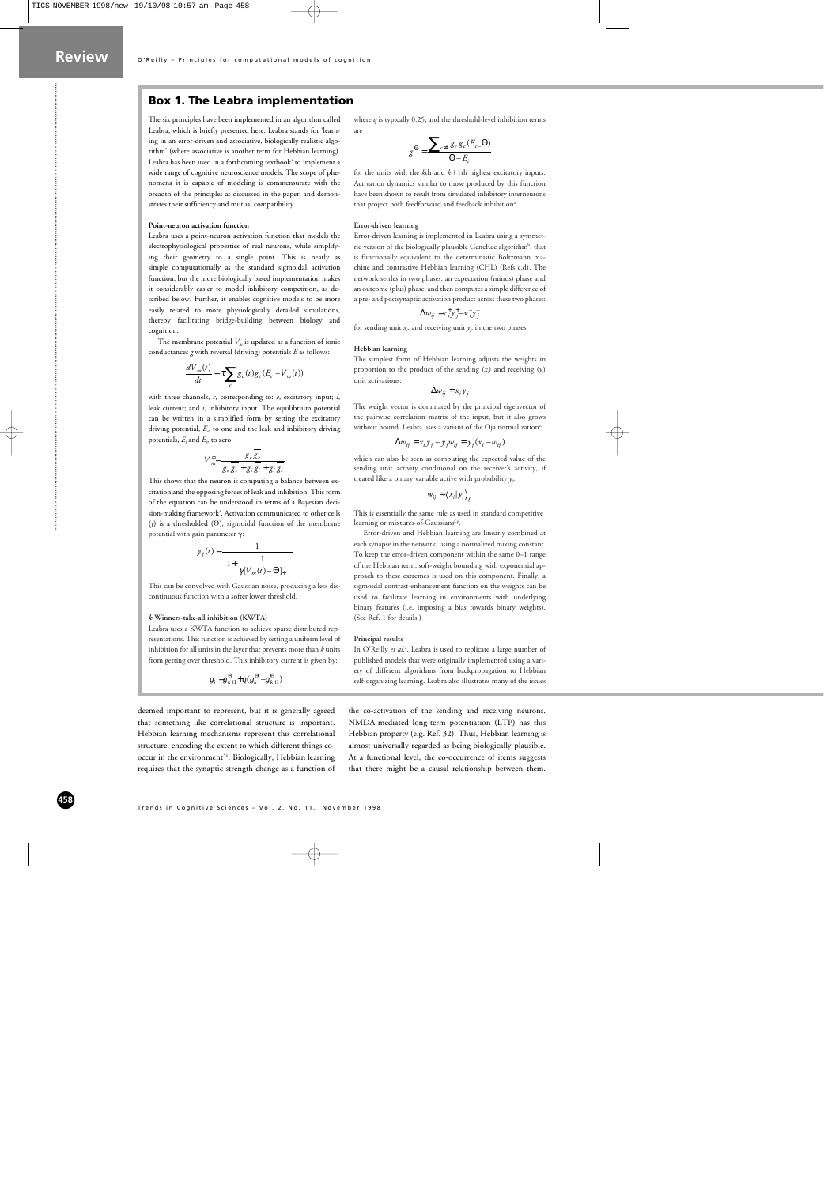## Box 1. The Leabra implementation

The six principles have been implemented in an algorithm called Leabra, which is briefly presented here. Leabra stands for 'learning in an error-driven and associative, biologically realistic algorithm' (where associative is another term for Hebbian learning). Leabra has been used in a forthcoming textbook[a] to implement a wide range of cognitive neuroscience models. The scope of phenomena it is capable of modeling is commensurate with the breadth of the principles as discussed in the paper, and demonstrates their sufficiency and mutual compatibility.

**Point-neuron activation function**

Leabra uses a point-neuron activation function that models the electrophysiological properties of real neurons, while simplifying their geometry to a single point. This is nearly as simple computationally as the standard sigmoidal activation function, but the more biologically based implementation makes it considerably easier to model inhibitory competition, as described below. Further, it enables cognitive models to be more easily related to more physiologically detailed simulations, thereby facilitating bridge-building between biology and cognition.

The membrane potential $V_m$ is updated as a function of ionic conductances $g$ with reversal (driving) potentials $E$ as follows:

$$\frac{dV_m(t)}{dt} = \tau \sum_c g_c(t)\overline{g_c}(E_c - V_m(t))$$

with three channels, $c$, corresponding to: $e$, excitatory input; $l$, leak current; and $i$, inhibitory input. The equilibrium potential can be written in a simplified form by setting the excitatory driving potential, $E_e$, to one and the leak and inhibitory driving potentials, $E_l$ and $E_i$, to zero:

$$V_m^{\infty} = \frac{g_e \overline{g_e}}{g_e \overline{g_e} + g_l \overline{g_l} + g_i \overline{g_i}}$$

This shows that the neuron is computing a balance between excitation and the opposing forces of leak and inhibition. This form of the equation can be understood in terms of a Bayesian decision-making framework[a]. Activation communicated to other cells ($y$) is a thresholded ($\Theta$), sigmoidal function of the membrane potential with gain parameter $\gamma$:

$$y_j(t) = \frac{1}{1 + \dfrac{1}{\gamma[V_m(t) - \Theta]_+}}$$

This can be convolved with Gaussian noise, producing a less discontinuous function with a softer lower threshold.

***k*-Winners-take-all inhibition (KWTA)**

Leabra uses a KWTA function to achieve sparse distributed representations. This function is achieved by setting a uniform level of inhibition for all units in the layer that prevents more than $k$ units from getting over threshold. This inhibitory current is given by:

$$g_i = g_{k+1}^{\Theta} + q(g_k^{\Theta} - g_{k+1}^{\Theta})$$

where $q$ is typically 0.25, and the threshold-level inhibition terms are

$$g^{\Theta} = \frac{\sum_{c \neq i} g_c \overline{g_c}(E_c - \Theta)}{\Theta - E_i}$$

for the units with the $k$th and $k+1$th highest excitatory inputs. Activation dynamics similar to those produced by this function have been shown to result from simulated inhibitory interneurons that project both feedforward and feedback inhibition[a].

**Error-driven learning**

Error-driven learning is implemented in Leabra using a symmetric version of the biologically plausible GeneRec algorithm[b], that is functionally equivalent to the deterministic Boltzmann machine and contrastive Hebbian learning (CHL) (Refs c,d). The network settles in two phases, an expectation (minus) phase and an outcome (plus) phase, and then computes a simple difference of a pre- and postsynaptic activation product across these two phases:

$$\Delta w_{ij} = x_i^+ y_j^+ - x_i^- y_j^-$$

for sending unit $x_i$ and receiving unit $y_j$ in the two phases.

**Hebbian learning**

The simplest form of Hebbian learning adjusts the weights in proportion to the product of the sending ($x_i$) and receiving ($y_j$) unit activations:

$$\Delta w_{ij} = x_i y_j$$

The weight vector is dominated by the principal eigenvector of the pairwise correlation matrix of the input, but it also grows without bound. Leabra uses a variant of the Oja normalization[e]:

$$\Delta w_{ij} = x_i y_j - y_j w_{ij} = y_j(x_i - w_{ij})$$

which can also be seen as computing the expected value of the sending unit activity conditional on the receiver's activity, if treated like a binary variable active with probability $y_j$:

$$w_{ij} = \langle x_i | y_j \rangle_p$$

This is essentially the same rule as used in standard competitive learning or mixtures-of-Gaussians[f,g].

Error-driven and Hebbian learning are linearly combined at each synapse in the network, using a normalized mixing constant. To keep the error-driven component within the same 0–1 range of the Hebbian term, soft-weight bounding with exponential approach to these extremes is used on this component. Finally, a sigmoidal contrast-enhancement function on the weights can be used to facilitate learning in environments with underlying binary features (i.e. imposing a bias towards binary weights). (See Ref. 1 for details.)

**Principal results**

In O'Reilly *et al.*[a], Leabra is used to replicate a large number of published models that were originally implemented using a variety of different algorithms from backpropagation to Hebbian self-organizing learning. Leabra also illustrates many of the issues

deemed important to represent, but it is generally agreed that something like correlational structure is important. Hebbian learning mechanisms represent this correlational structure, encoding the extent to which different things co-occur in the environment[31]. Biologically, Hebbian learning requires that the synaptic strength change as a function of the co-activation of the sending and receiving neurons. NMDA-mediated long-term potentiation (LTP) has this Hebbian property (e.g. Ref. 32). Thus, Hebbian learning is almost universally regarded as being biologically plausible. At a functional level, the co-occurrence of items suggests that there might be a causal relationship between them.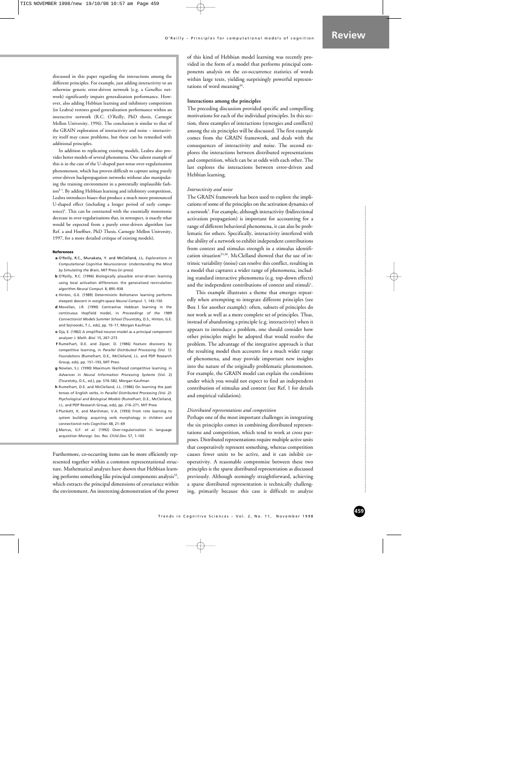discussed in this paper regarding the interactions among the different principles. For example, just adding interactivity to an otherwise generic error-driven network (e.g. a GeneRec network) significantly impairs generalization performance. However, also adding Hebbian learning and inhibitory competition (in Leabra) restores good generalization performance within an interactive network (R.C. O'Reilly, PhD thesis, Carnegie Mellon University, 1996). The conclusion is similar to that of the GRAIN exploration of interactivity and noise – interactivity itself may cause problems, but these can be remedied with additional principles.

In addition to replicating existing models, Leabra also provides better models of several phenomena. One salient example of this is in the case of the U-shaped past-tense over-regularization phenomenon, which has proven difficult to capture using purely error-driven backpropagation networks without also manipulating the training environment in a potentially implausible fashion[h–j]. By adding Hebbian learning and inhibitory competition, Leabra introduces biases that produce a much more pronounced U-shaped effect (including a longer period of early competence)[a]. This can be contrasted with the essentially monotonic decrease in over-regularizations that, in retrospect, is exactly what would be expected from a purely error-driven algorithm (see Ref. a and Hoeffner, PhD Thesis, Carnegie Mellon University, 1997, for a more detailed critique of existing models).

**References**

- **a** O'Reilly, R.C., Munakata, Y. and McClelland, J.L. *Explorations in Computational Cognitive Neuroscience: Understanding the Mind by Simulating the Brain*, MIT Press (in press)
- **b** O'Reilly, R.C. (1996) Biologically plausible error-driven learning using local activation differences: the generalized recirculation algorithm *Neural Comput.* 8, 895–938
- **c** Hinton, G.E. (1989) Deterministic Boltzmann learning performs steepest descent in weight-space *Neural Comput.* 1, 143–150
- **d** Movellan, J.R. (1990) Contrastive Hebbian learning in the continuous Hopfield model, in *Proceedings of the 1989 Connectionist Models Summer School* (Touretzky, D.S., Hinton, G.E. and Sejnowski, T.J., eds), pp. 10–17, Morgan Kaufman
- **e** Oja, E. (1982) A simplified neuron model as a principal component analyser *J. Math. Biol.* 15, 267–273
- **f** Rumelhart, D.E. and Zipser, D. (1986) Feature discovery by competitive learning, in *Parallel Distributed Processing (Vol. 1): Foundations* (Rumelhart, D.E., McClelland, J.L. and PDP Research Group, eds), pp. 151–193, MIT Press
- **g** Nowlan, S.J. (1990) Maximum likelihood competitive learning, in *Advances in Neural Information Processing Systems* (Vol. 2) (Touretzky, D.S., ed.), pp. 574–582, Morgan Kaufman
- **h** Rumelhart, D.E. and McClelland, J.L. (1986) On learning the past tenses of English verbs, in *Parallel Distributed Processing (Vol. 2): Psychological and Biological Models* (Rumelhart, D.E., McClelland, J.L. and PDP Research Group, eds), pp. 216–271, MIT Press
- **i** Plunkett, K. and Marchman, V.A. (1993) From rote learning to system building: acquiring verb morphology in children and connectionist nets *Cognition* 48, 21–69
- **j** Marcus, G.F. *et al.* (1992) Over-regularization in language acquisition *Monogr. Soc. Res. Child Dev.* 57, 1–165

Furthermore, co-occurring items can be more efficiently represented together within a common representational structure. Mathematical analyses have shown that Hebbian learning performs something like principal components analysis[35], which extracts the principal dimensions of covariance within the environment. An interesting demonstration of the power of this kind of Hebbian model learning was recently provided in the form of a model that performs principal components analysis on the co-occurrence statistics of words within large texts, yielding surprisingly powerful representations of word meaning[34].

## Interactions among the principles

The preceding discussion provided specific and compelling motivations for each of the individual principles. In this section, three examples of interactions (synergies and conflicts) among the six principles will be discussed. The first example comes from the GRAIN framework, and deals with the consequences of interactivity and noise. The second explores the interactions between distributed representations and competition, which can be at odds with each other. The last explores the interactions between error-driven and Hebbian learning.

### *Interactivity and noise*

The GRAIN framework has been used to explore the implications of some of the principles on the activation dynamics of a network[1]. For example, although interactivity (bidirectional activation propagation) is important for accounting for a range of different behavioral phenomena, it can also be problematic for others. Specifically, interactivity interfered with the ability of a network to exhibit independent contributions from context and stimulus strength in a stimulus identification situation[35,36]. McClelland showed that the use of intrinsic variability (noise) can resolve this conflict, resulting in a model that captures a wider range of phenomena, including standard interactive phenomena (e.g. top-down effects) and the independent contributions of context and stimuli[1].

This example illustrates a theme that emerges repeatedly when attempting to integrate different principles (see Box 1 for another example): often, subsets of principles do not work as well as a more complete set of principles. Thus, instead of abandoning a principle (e.g. interactivity) when it appears to introduce a problem, one should consider how other principles might be adopted that would resolve the problem. The advantage of the integrative approach is that the resulting model then accounts for a much wider range of phenomena, and may provide important new insights into the nature of the originally problematic phenomenon. For example, the GRAIN model can explain the conditions under which you would not expect to find an independent contribution of stimulus and context (see Ref. 1 for details and empirical validation).

### *Distributed representations and competition*

Perhaps one of the most important challenges in integrating the six principles comes in combining distributed representations and competition, which tend to work at cross purposes. Distributed representations require multiple active units that cooperatively represent something, whereas competition causes fewer units to be active, and it can inhibit cooperativity. A reasonable compromise between these two principles is the sparse distributed representation as discussed previously. Although seemingly straightforward, achieving a sparse distributed representation is technically challenging, primarily because this case is difficult to analyze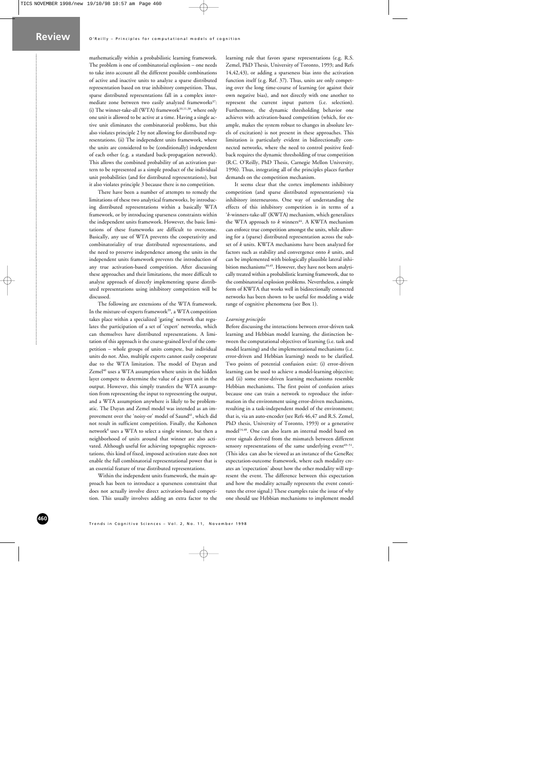mathematically within a probabilistic learning framework. The problem is one of combinatorial explosion – one needs to take into account all the different possible combinations of active and inactive units to analyze a sparse distributed representation based on true inhibitory competition. Thus, sparse distributed representations fall in a complex intermediate zone between two easily analyzed frameworks[37]: (i) The winner-take-all (WTA) framework[10,11,38], where only one unit is allowed to be active at a time. Having a single active unit eliminates the combinatorial problems, but this also violates principle 2 by not allowing for distributed representations. (ii) The independent units framework, where the units are considered to be (conditionally) independent of each other (e.g. a standard back-propagation network). This allows the combined probability of an activation pattern to be represented as a simple product of the individual unit probabilities (and for distributed representations), but it also violates principle 3 because there is no competition.

There have been a number of attempts to remedy the limitations of these two analytical frameworks, by introducing distributed representations within a basically WTA framework, or by introducing sparseness constraints within the independent units framework. However, the basic limitations of these frameworks are difficult to overcome. Basically, any use of WTA prevents the cooperativity and combinatoriality of true distributed representations, and the need to preserve independence among the units in the independent units framework prevents the introduction of any true activation-based competition. After discussing these approaches and their limitations, the more difficult to analyze approach of directly implementing sparse distributed representations using inhibitory competition will be discussed.

The following are extensions of the WTA framework. In the mixture-of-experts framework[39], a WTA competition takes place within a specialized 'gating' network that regulates the participation of a set of 'expert' networks, which can themselves have distributed representations. A limitation of this approach is the coarse-grained level of the competition – whole groups of units compete, but individual units do not. Also, multiple experts cannot easily cooperate due to the WTA limitation. The model of Dayan and Zemel[40] uses a WTA assumption where units in the hidden layer compete to determine the value of a given unit in the output. However, this simply transfers the WTA assumption from representing the input to representing the output, and a WTA assumption anywhere is likely to be problematic. The Dayan and Zemel model was intended as an improvement over the 'noisy-or' model of Saund[41], which did not result in sufficient competition. Finally, the Kohonen network[8] uses a WTA to select a single winner, but then a neighborhood of units around that winner are also activated. Although useful for achieving topographic representations, this kind of fixed, imposed activation state does not enable the full combinatorial representational power that is an essential feature of true distributed representations.

Within the independent units framework, the main approach has been to introduce a sparseness constraint that does not actually involve direct activation-based competition. This usually involves adding an extra factor to the learning rule that favors sparse representations (e.g. R.S. Zemel, PhD Thesis, University of Toronto, 1993; and Refs 14,42,43), or adding a sparseness bias into the activation function itself (e.g. Ref. 37). Thus, units are only competing over the long time-course of learning (or against their own negative bias), and not directly with one another to represent the current input pattern (i.e. selection). Furthermore, the dynamic thresholding behavior one achieves with activation-based competition (which, for example, makes the system robust to changes in absolute levels of excitation) is not present in these approaches. This limitation is particularly evident in bidirectionally connected networks, where the need to control positive feedback requires the dynamic thresholding of true competition (R.C. O'Reilly, PhD Thesis, Carnegie Mellon University, 1996). Thus, integrating all of the principles places further demands on the competition mechanism.

It seems clear that the cortex implements inhibitory competition (and sparse distributed representations) via inhibitory interneurons. One way of understanding the effects of this inhibitory competition is in terms of a '$k$-winners-take-all' (KWTA) mechanism, which generalizes the WTA approach to $k$ winners[44]. A KWTA mechanism can enforce true competition amongst the units, while allowing for a (sparse) distributed representation across the subset of $k$ units. KWTA mechanisms have been analyzed for factors such as stability and convergence onto $k$ units, and can be implemented with biologically plausible lateral inhibition mechanisms[44,45]. However, they have not been analytically treated within a probabilistic learning framework, due to the combinatorial explosion problems. Nevertheless, a simple form of KWTA that works well in bidirectionally connected networks has been shown to be useful for modeling a wide range of cognitive phenomena (see Box 1).

### *Learning principles*

Before discussing the interactions between error-driven task learning and Hebbian model learning, the distinction between the computational objectives of learning (i.e. task and model learning) and the implementational mechanisms (i.e. error-driven and Hebbian learning) needs to be clarified. Two points of potential confusion exist: (i) error-driven learning can be used to achieve a model-learning objective; and (ii) some error-driven learning mechanisms resemble Hebbian mechanisms. The first point of confusion arises because one can train a network to reproduce the information in the environment using error-driven mechanisms, resulting in a task-independent model of the environment; that is, via an auto-encoder (see Refs 46,47 and R.S. Zemel, PhD thesis, University of Toronto, 1993) or a generative model[14,48]. One can also learn an internal model based on error signals derived from the mismatch between different sensory representations of the same underlying event[49–51]. (This idea can also be viewed as an instance of the GeneRec expectation-outcome framework, where each modality creates an 'expectation' about how the other modality will represent the event. The difference between this expectation and how the modality actually represents the event constitutes the error signal.) These examples raise the issue of why one should use Hebbian mechanisms to implement model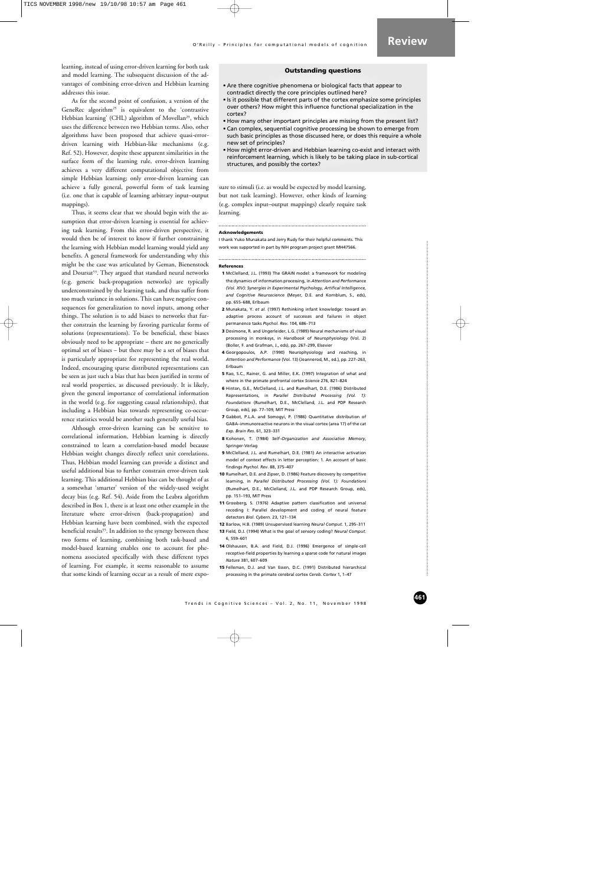learning, instead of using error-driven learning for both task and model learning. The subsequent discussion of the advantages of combining error-driven and Hebbian learning addresses this issue.

As for the second point of confusion, a version of the GeneRec algorithm[25] is equivalent to the 'contrastive Hebbian learning' (CHL) algorithm of Movellan[29], which uses the difference between two Hebbian terms. Also, other algorithms have been proposed that achieve quasi-error-driven learning with Hebbian-like mechanisms (e.g. Ref. 52). However, despite these apparent similarities in the surface form of the learning rule, error-driven learning achieves a very different computational objective from simple Hebbian learning; only error-driven learning can achieve a fully general, powerful form of task learning (i.e. one that is capable of learning arbitrary input–output mappings).

Thus, it seems clear that we should begin with the assumption that error-driven learning is essential for achieving task learning. From this error-driven perspective, it would then be of interest to know if further constraining the learning with Hebbian model learning would yield any benefits. A general framework for understanding why this might be the case was articulated by Geman, Bienenstock and Doursat[53]. They argued that standard neural networks (e.g. generic back-propagation networks) are typically underconstrained by the learning task, and thus suffer from too much variance in solutions. This can have negative consequences for generalization to novel inputs, among other things. The solution is to add biases to networks that further constrain the learning by favoring particular forms of solutions (representations). To be beneficial, these biases obviously need to be appropriate – there are no generically optimal set of biases – but there may be a set of biases that is particularly appropriate for representing the real world. Indeed, encouraging sparse distributed representations can be seen as just such a bias that has been justified in terms of real world properties, as discussed previously. It is likely, given the general importance of correlational information in the world (e.g. for suggesting causal relationships), that including a Hebbian bias towards representing co-occurrence statistics would be another such generally useful bias.

Although error-driven learning can be sensitive to correlational information, Hebbian learning is directly constrained to learn a correlation-based model because Hebbian weight changes directly reflect unit correlations. Thus, Hebbian model learning can provide a distinct and useful additional bias to further constrain error-driven task learning. This additional Hebbian bias can be thought of as a somewhat 'smarter' version of the widely-used weight decay bias (e.g. Ref. 54). Aside from the Leabra algorithm described in Box 1, there is at least one other example in the literature where error-driven (back-propagation) and Hebbian learning have been combined, with the expected beneficial results[55]. In addition to the synergy between these two forms of learning, combining both task-based and model-based learning enables one to account for phenomena associated specifically with these different types of learning. For example, it seems reasonable to assume that some kinds of learning occur as a result of mere exposure to stimuli (i.e. as would be expected by model learning, but not task learning). However, other kinds of learning (e.g. complex input–output mappings) clearly require task learning.

### Outstanding questions

- Are there cognitive phenomena or biological facts that appear to contradict directly the core principles outlined here?
- Is it possible that different parts of the cortex emphasize some principles over others? How might this influence functional specialization in the cortex?
- How many other important principles are missing from the present list?
- Can complex, sequential cognitive processing be shown to emerge from such basic principles as those discussed here, or does this require a whole new set of principles?
- How might error-driven and Hebbian learning co-exist and interact with reinforcement learning, which is likely to be taking place in sub-cortical structures, and possibly the cortex?

#### Acknowledgements

I thank Yuko Munakata and Jerry Rudy for their helpful comments. This work was supported in part by NIH program project grant MH47566.

#### References

1 McClelland, J.L. (1993) The GRAIN model: a framework for modeling the dynamics of information processing, in *Attention and Performance (Vol. XIV): Synergies in Experimental Psychology, Artifical Intelligence, and Cognitive Neuroscience* (Meyer, D.E. and Kornblum, S., eds), pp. 655–688, Erlbaum

2 Munakata, Y. *et al.* (1997) Rethinking infant knowledge: toward an adaptive process account of successes and failures in object permanence tasks *Psychol. Rev.* 104, 686–713

3 Desimone, R. and Ungerleider, L.G. (1989) Neural mechanisms of visual processing in monkeys, in *Handbook of Neurophysiology* (Vol. 2) (Boller, F. and Grafman, J., eds), pp. 267–299, Elsevier

4 Georgopoulos, A.P. (1990) Neurophysiology and reaching, in *Attention and Performance* (Vol. 13) (Jeannerod, M., ed.), pp. 227–263, Erlbaum

5 Rao, S.C., Rainer, G. and Miller, E.K. (1997) Integration of what and where in the primate prefrontal cortex *Science* 276, 821–824

6 Hinton, G.E., McClelland, J.L. and Rumelhart, D.E. (1986) Distributed Representations, in *Parallel Distributed Processing (Vol. 1): Foundations* (Rumelhart, D.E., McClelland, J.L. and PDP Research Group, eds), pp. 77–109, MIT Press

7 Gabbot, P.L.A. and Somogyi, P. (1986) Quantitative distribution of GABA–immunoreactive neurons in the visual cortex (area 17) of the cat *Exp. Brain Res.* 61, 323–331

8 Kohonen, T. (1984) *Self-Organization and Associative Memory*, Springer-Verlag

9 McClelland, J.L. and Rumelhart, D.E. (1981) An interactive activation model of context effects in letter perception: 1. An account of basic findings *Psychol. Rev.* 88, 375–407

10 Rumelhart, D.E. and Zipser, D. (1986) Feature discovery by competitive learning, in *Parallel Distributed Processing (Vol. 1): Foundations* (Rumelhart, D.E., McClelland, J.L. and PDP Research Group, eds), pp. 151–193, MIT Press

11 Grossberg, S. (1976) Adaptive pattern classification and universal recoding I: Parallel development and coding of neural feature detectors *Biol. Cybern.* 23, 121–134

12 Barlow, H.B. (1989) Unsupervised learning *Neural Comput.* 1, 295–311

13 Field, D.J. (1994) What is the goal of sensory coding? *Neural Comput.* 6, 559–601

14 Olshausen, B.A. and Field, D.J. (1996) Emergence of simple-cell receptive-field properties by learning a sparse code for natural images *Nature* 381, 607–609

15 Felleman, D.J. and Van Essen, D.C. (1991) Distributed hierarchical processing in the primate cerebral cortex *Cereb. Cortex* 1, 1–47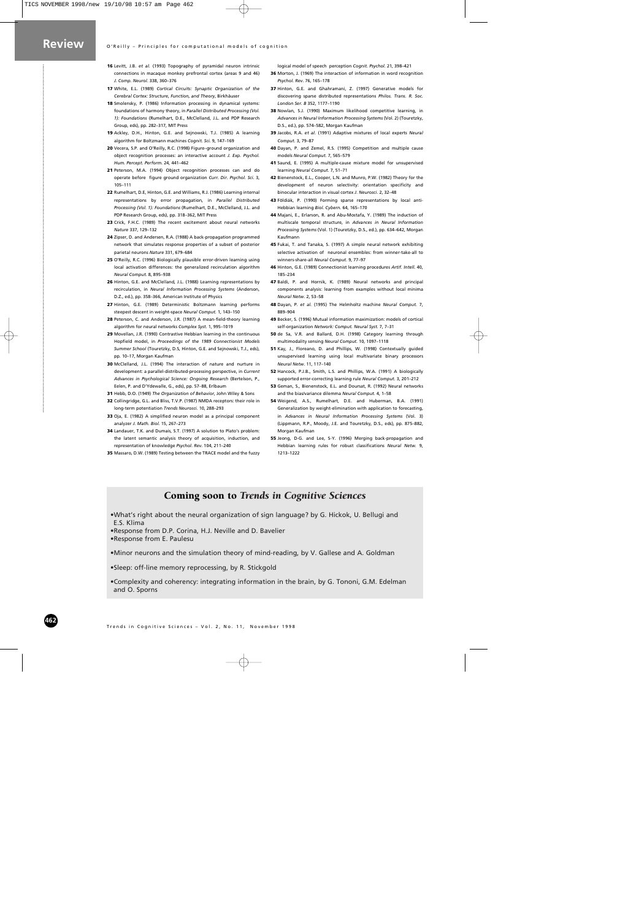16 Levitt, J.B. *et al.* (1993) Topography of pyramidal neuron intrinsic connections in macaque monkey prefrontal cortex (areas 9 and 46) *J. Comp. Neurol.* 338, 360–376

17 White, E.L. (1989) *Cortical Circuits: Synaptic Organization of the Cerebral Cortex: Structure, Function, and Theory*, Birkhäuser

18 Smolensky, P. (1986) Information processing in dynamical systems: foundations of harmony theory, in *Parallel Distributed Processing (Vol. 1): Foundations* (Rumelhart, D.E., McClelland, J.L. and PDP Research Group, eds), pp. 282–317, MIT Press

19 Ackley, D.H., Hinton, G.E. and Sejnowski, T.J. (1985) A learning algorithm for Boltzmann machines *Cognit. Sci.* 9, 147–169

20 Vecera, S.P. and O'Reilly, R.C. (1998) Figure–ground organization and object recognition processes: an interactive account *J. Exp. Psychol. Hum. Percept. Perform.* 24, 441–462

21 Peterson, M.A. (1994) Object recognition processes can and do operate before figure ground organization *Curr. Dir. Psychol. Sci.* 3, 105–111

22 Rumelhart, D.E, Hinton, G.E. and Williams, R.J. (1986) Learning internal representations by error propagation, in *Parallel Distributed Processing (Vol. 1): Foundations* (Rumelhart, D.E., McClelland, J.L. and PDP Research Group, eds), pp. 318–362, MIT Press

23 Crick, F.H.C. (1989) The recent excitement about neural networks *Nature* 337, 129–132

24 Zipser, D. and Andersen, R.A. (1988) A back-propagation programmed network that simulates response properties of a subset of posterior parietal neurons *Nature* 331, 679–684

25 O'Reilly, R.C. (1996) Biologically plausible error-driven learning using local activation differences: the generalized recirculation algorithm *Neural Comput.* 8, 895–938

26 Hinton, G.E. and McClelland, J.L. (1988) Learning representations by recirculation, in *Neural Information Processing Systems* (Anderson, D.Z., ed.), pp. 358–366, American Institute of Physics

27 Hinton, G.E. (1989) Deterministic Boltzmann learning performs steepest descent in weight-space *Neural Comput.* 1, 143–150

28 Peterson, C. and Anderson, J.R. (1987) A mean-field-theory learning algorithm for neural networks *Complex Syst.* 1, 995–1019

29 Movellan, J.R. (1990) Contrastive Hebbian learning in the continuous Hopfield model, in *Proceedings of the 1989 Connectionist Models Summer School* (Touretzky, D.S, Hinton, G.E. and Sejnowski, T.J., eds), pp. 10–17, Morgan Kaufman

30 McClelland, J.L. (1994) The interaction of nature and nurture in development: a parallel-distributed-processing perspective, in *Current Advances in Psychological Science: Ongoing Research* (Bertelson, P., Eelen, P. and D'Ydewalle, G., eds), pp. 57–88, Erlbaum

31 Hebb, D.O. (1949) *The Organization of Behavior*, John Wiley & Sons

32 Collingridge, G.L. and Bliss, T.V.P. (1987) NMDA receptors: their role in long-term potentiation *Trends Neurosci.* 10, 288–293

33 Oja, E. (1982) A simplified neuron model as a principal component analyzer *J. Math. Biol.* 15, 267–273

34 Landauer, T.K. and Dumais, S.T. (1997) A solution to Plato's problem: the latent semantic analysis theory of acquisition, induction, and representation of knowledge *Psychol. Rev.* 104, 211–240

35 Massaro, D.W. (1989) Testing between the TRACE model and the fuzzy logical model of speech perception *Cognit. Psychol.* 21, 398–421

36 Morton, J. (1969) The interaction of information in word recognition *Psychol. Rev.* 76, 165–178

37 Hinton, G.E. and Ghahramani, Z. (1997) Generative models for discovering sparse distributed representations *Philos. Trans. R. Soc. London Ser. B* 352, 1177–1190

38 Nowlan, S.J. (1990) Maximum likelihood competitive learning, in *Advances in Neural Information Processing Systems* (Vol. 2) (Touretzky, D.S., ed.), pp. 574–582, Morgan Kaufman

39 Jacobs, R.A. *et al.* (1991) Adaptive mixtures of local experts *Neural Comput.* 3, 79–87

40 Dayan, P. and Zemel, R.S. (1995) Competition and multiple cause models *Neural Comput.* 7, 565–579

41 Saund, E. (1995) A multiple-cause mixture model for unsupervised learning *Neural Comput.* 7, 51–71

42 Bienenstock, E.L., Cooper, L.N. and Munro, P.W. (1982) Theory for the development of neuron selectivity: orientation specificity and binocular interaction in visual cortex *J. Neurosci.* 2, 32–48

43 Földiák, P. (1990) Forming sparse representations by local anti-Hebbian learning *Biol. Cybern.* 64, 165–170

44 Majani, E., Erlarson, R. and Abu-Mostafa, Y. (1989) The induction of multiscale temporal structure, in *Advances in Neural Information Processing Systems* (Vol. 1) (Touretzky, D.S., ed.), pp. 634–642, Morgan Kaufmann

45 Fukai, T. and Tanaka, S. (1997) A simple neural network exhibiting selective activation of neuronal ensembles: from winner-take-all to winners-share-all *Neural Comput.* 9, 77–97

46 Hinton, G.E. (1989) Connectionist learning procedures *Artif. Intell.* 40, 185–234

47 Baldi, P. and Hornik, K. (1989) Neural networks and principal components analysis: learning from examples without local minima *Neural Netw.* 2, 53–58

48 Dayan, P. *et al.* (1995) The Helmholtz machine *Neural Comput.* 7, 889–904

49 Becker, S. (1996) Mutual information maximization: models of cortical self-organization *Network: Comput. Neural Syst.* 7, 7–31

50 de Sa, V.R. and Ballard, D.H. (1998) Category learning through multimodality sensing *Neural Comput.* 10, 1097–1118

51 Kay, J., Floreano, D. and Phillips, W. (1998) Contextually guided unsupervised learning using local multivariate binary processors *Neural Netw.* 11, 117–140

52 Hancock, P.J.B., Smith, L.S. and Phillips, W.A. (1991) A biologically supported error-correcting learning rule *Neural Comput.* 3, 201–212

53 Geman, S., Bienenstock, E.L. and Doursat, R. (1992) Neural networks and the bias/variance dilemma *Neural Comput.* 4, 1–58

54 Weigend, A.S., Rumelhart, D.E. and Huberman, B.A. (1991) Generalization by weight-elimination with application to forecasting, in *Advances in Neural Information Processing Systems* (Vol. 3) (Lippmann, R.P., Moody, J.E. and Touretzky, D.S., eds), pp. 875–882, Morgan Kaufman

55 Jeong, D-G. and Lee, S-Y. (1996) Merging back-propagation and Hebbian learning rules for robust classifications *Neural Netw.* 9, 1213–1222

## Coming soon to *Trends in Cognitive Sciences*

- What's right about the neural organization of sign language? by G. Hickok, U. Bellugi and E.S. Klima
- Response from D.P. Corina, H.J. Neville and D. Bavelier
- Response from E. Paulesu
- Minor neurons and the simulation theory of mind-reading, by V. Gallese and A. Goldman
- Sleep: off-line memory reprocessing, by R. Stickgold
- Complexity and coherency: integrating information in the brain, by G. Tononi, G.M. Edelman and O. Sporns